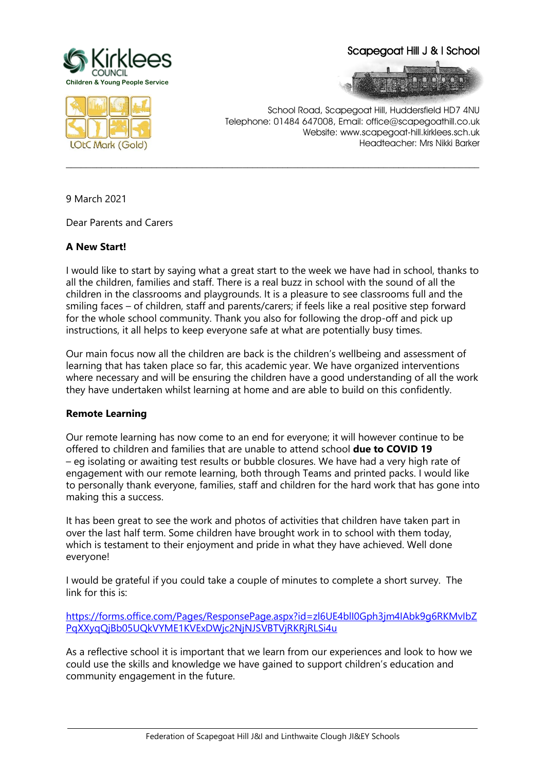Kirklees COUNCIL
Children & Young People Service

LOtC Mark (Gold)

Scapegoat Hill J & I School

School Road, Scapegoat Hill, Huddersfield HD7 4NU
Telephone: 01484 647008, Email: office@scapegoathill.co.uk
Website: www.scapegoat-hill.kirklees.sch.uk
Headteacher: Mrs Nikki Barker

---

9 March 2021

Dear Parents and Carers

**A New Start!**

I would like to start by saying what a great start to the week we have had in school, thanks to all the children, families and staff. There is a real buzz in school with the sound of all the children in the classrooms and playgrounds. It is a pleasure to see classrooms full and the smiling faces – of children, staff and parents/carers; if feels like a real positive step forward for the whole school community. Thank you also for following the drop-off and pick up instructions, it all helps to keep everyone safe at what are potentially busy times.

Our main focus now all the children are back is the children's wellbeing and assessment of learning that has taken place so far, this academic year. We have organized interventions where necessary and will be ensuring the children have a good understanding of all the work they have undertaken whilst learning at home and are able to build on this confidently.

**Remote Learning**

Our remote learning has now come to an end for everyone; it will however continue to be offered to children and families that are unable to attend school **due to COVID 19** – eg isolating or awaiting test results or bubble closures. We have had a very high rate of engagement with our remote learning, both through Teams and printed packs. I would like to personally thank everyone, families, staff and children for the hard work that has gone into making this a success.

It has been great to see the work and photos of activities that children have taken part in over the last half term. Some children have brought work in to school with them today, which is testament to their enjoyment and pride in what they have achieved. Well done everyone!

I would be grateful if you could take a couple of minutes to complete a short survey. The link for this is:

https://forms.office.com/Pages/ResponsePage.aspx?id=zl6UE4bll0Gph3jm4lAbk9g6RKMvIbZPqXXyqQjBb05UQkVYME1KVExDWjc2NjNJSVBTVjRKRjRLSi4u

As a reflective school it is important that we learn from our experiences and look to how we could use the skills and knowledge we have gained to support children's education and community engagement in the future.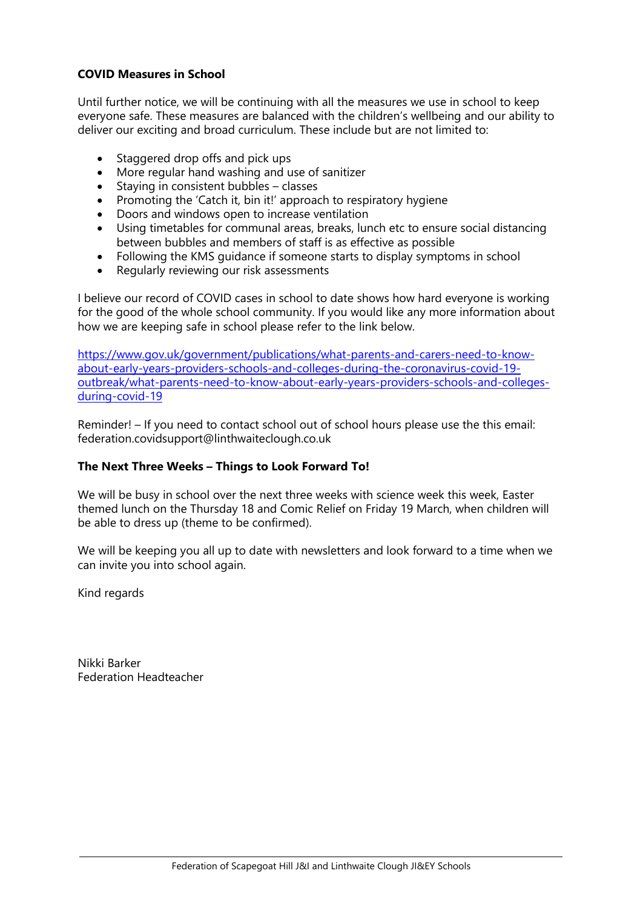**COVID Measures in School**

Until further notice, we will be continuing with all the measures we use in school to keep everyone safe. These measures are balanced with the children's wellbeing and our ability to deliver our exciting and broad curriculum. These include but are not limited to:

- Staggered drop offs and pick ups
- More regular hand washing and use of sanitizer
- Staying in consistent bubbles – classes
- Promoting the 'Catch it, bin it!' approach to respiratory hygiene
- Doors and windows open to increase ventilation
- Using timetables for communal areas, breaks, lunch etc to ensure social distancing between bubbles and members of staff is as effective as possible
- Following the KMS guidance if someone starts to display symptoms in school
- Regularly reviewing our risk assessments

I believe our record of COVID cases in school to date shows how hard everyone is working for the good of the whole school community. If you would like any more information about how we are keeping safe in school please refer to the link below.

https://www.gov.uk/government/publications/what-parents-and-carers-need-to-know-about-early-years-providers-schools-and-colleges-during-the-coronavirus-covid-19-outbreak/what-parents-need-to-know-about-early-years-providers-schools-and-colleges-during-covid-19

Reminder! – If you need to contact school out of school hours please use the this email: federation.covidsupport@linthwaiteclough.co.uk

**The Next Three Weeks – Things to Look Forward To!**

We will be busy in school over the next three weeks with science week this week, Easter themed lunch on the Thursday 18 and Comic Relief on Friday 19 March, when children will be able to dress up (theme to be confirmed).

We will be keeping you all up to date with newsletters and look forward to a time when we can invite you into school again.

Kind regards

Nikki Barker
Federation Headteacher

Federation of Scapegoat Hill J&I and Linthwaite Clough JI&EY Schools